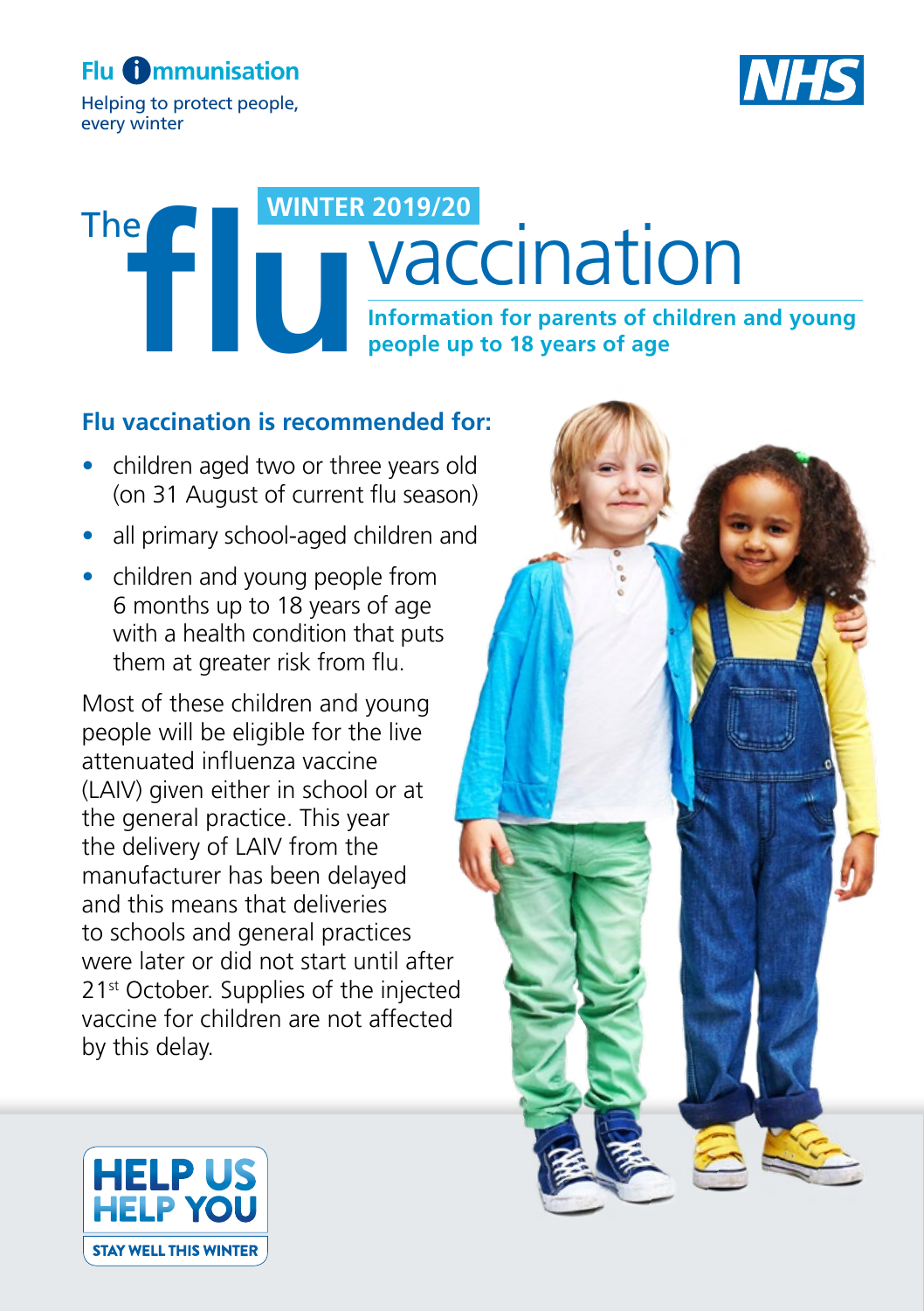Flu immunisation

Helping to protect people, every winter

NHS

WINTER 2019/20

# The flu vaccination

**Information for parents of children and young people up to 18 years of age**

## Flu vaccination is recommended for:

- children aged two or three years old (on 31 August of current flu season)
- all primary school-aged children and
- children and young people from 6 months up to 18 years of age with a health condition that puts them at greater risk from flu.

Most of these children and young people will be eligible for the live attenuated influenza vaccine (LAIV) given either in school or at the general practice. This year the delivery of LAIV from the manufacturer has been delayed and this means that deliveries to schools and general practices were later or did not start until after 21st October. Supplies of the injected vaccine for children are not affected by this delay.

HELP US HELP YOU

STAY WELL THIS WINTER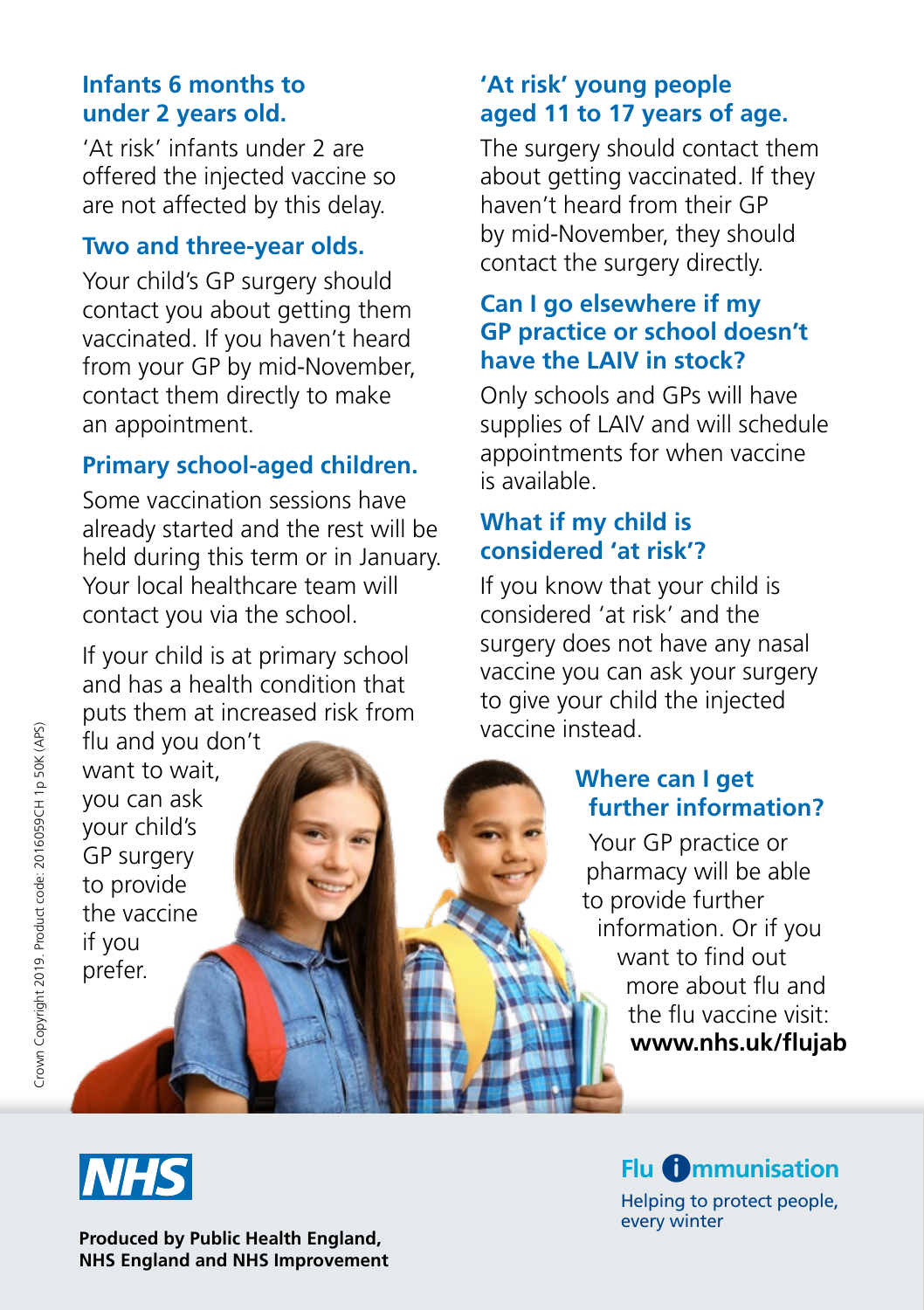### Infants 6 months to under 2 years old.

'At risk' infants under 2 are offered the injected vaccine so are not affected by this delay.

### Two and three-year olds.

Your child's GP surgery should contact you about getting them vaccinated. If you haven't heard from your GP by mid-November, contact them directly to make an appointment.

### Primary school-aged children.

Some vaccination sessions have already started and the rest will be held during this term or in January. Your local healthcare team will contact you via the school.

If your child is at primary school and has a health condition that puts them at increased risk from flu and you don't want to wait, you can ask your child's GP surgery to provide the vaccine if you prefer.

### 'At risk' young people aged 11 to 17 years of age.

The surgery should contact them about getting vaccinated. If they haven't heard from their GP by mid-November, they should contact the surgery directly.

### Can I go elsewhere if my GP practice or school doesn't have the LAIV in stock?

Only schools and GPs will have supplies of LAIV and will schedule appointments for when vaccine is available.

### What if my child is considered 'at risk'?

If you know that your child is considered 'at risk' and the surgery does not have any nasal vaccine you can ask your surgery to give your child the injected vaccine instead.

### Where can I get further information?

Your GP practice or pharmacy will be able to provide further information. Or if you want to find out more about flu and the flu vaccine visit: **www.nhs.uk/flujab**

NHS

**Produced by Public Health England, NHS England and NHS Improvement**

Flu immunisation

Helping to protect people, every winter

Crown Copyright 2019. Product code: 2016059CH 1p 50K (APS)